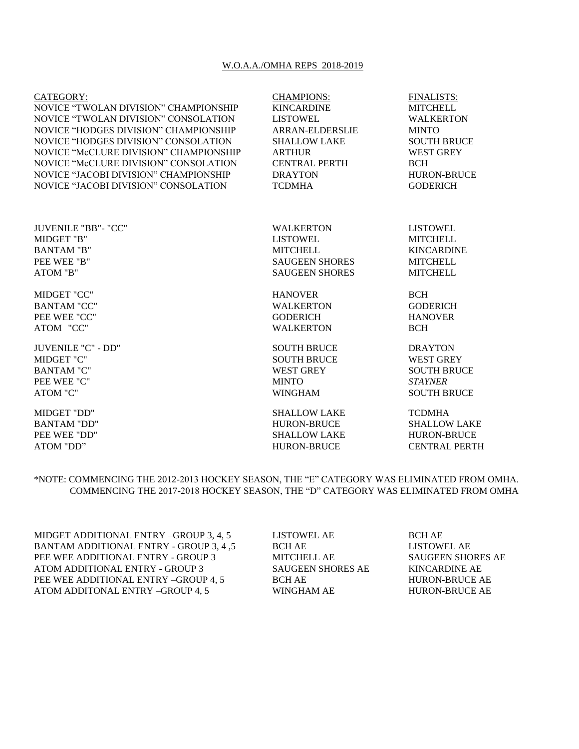# W.O.A.A./OMHA REPS 2018-2019

| CATEGORY: | CHAMPIONS: | FINALISTS: |
|---|---|---|
| NOVICE "TWOLAN DIVISION" CHAMPIONSHIP | KINCARDINE | MITCHELL |
| NOVICE "TWOLAN DIVISION" CONSOLATION | LISTOWEL | WALKERTON |
| NOVICE "HODGES DIVISION" CHAMPIONSHIP | ARRAN-ELDERSLIE | MINTO |
| NOVICE "HODGES DIVISION" CONSOLATION | SHALLOW LAKE | SOUTH BRUCE |
| NOVICE "McCLURE DIVISION" CHAMPIONSHIP | ARTHUR | WEST GREY |
| NOVICE "McCLURE DIVISION" CONSOLATION | CENTRAL PERTH | BCH |
| NOVICE "JACOBI DIVISION" CHAMPIONSHIP | DRAYTON | HURON-BRUCE |
| NOVICE "JACOBI DIVISION" CONSOLATION | TCDMHA | GODERICH |
| | | |
| JUVENILE "BB"- "CC" | WALKERTON | LISTOWEL |
| MIDGET "B" | LISTOWEL | MITCHELL |
| BANTAM "B" | MITCHELL | KINCARDINE |
| PEE WEE "B" | SAUGEEN SHORES | MITCHELL |
| ATOM "B" | SAUGEEN SHORES | MITCHELL |
| | | |
| MIDGET "CC" | HANOVER | BCH |
| BANTAM "CC" | WALKERTON | GODERICH |
| PEE WEE "CC" | GODERICH | HANOVER |
| ATOM "CC" | WALKERTON | BCH |
| | | |
| JUVENILE "C" - DD" | SOUTH BRUCE | DRAYTON |
| MIDGET "C" | SOUTH BRUCE | WEST GREY |
| BANTAM "C" | WEST GREY | SOUTH BRUCE |
| PEE WEE "C" | MINTO | *STAYNER* |
| ATOM "C" | WINGHAM | SOUTH BRUCE |
| | | |
| MIDGET "DD" | SHALLOW LAKE | TCDMHA |
| BANTAM "DD" | HURON-BRUCE | SHALLOW LAKE |
| PEE WEE "DD" | SHALLOW LAKE | HURON-BRUCE |
| ATOM "DD" | HURON-BRUCE | CENTRAL PERTH |

*NOTE: COMMENCING THE 2012-2013 HOCKEY SEASON, THE "E" CATEGORY WAS ELIMINATED FROM OMHA.
COMMENCING THE 2017-2018 HOCKEY SEASON, THE "D" CATEGORY WAS ELIMINATED FROM OMHA

| | | |
|---|---|---|
| MIDGET ADDITIONAL ENTRY –GROUP 3, 4, 5 | LISTOWEL AE | BCH AE |
| BANTAM ADDITIONAL ENTRY - GROUP 3, 4 ,5 | BCH AE | LISTOWEL AE |
| PEE WEE ADDITIONAL ENTRY - GROUP 3 | MITCHELL AE | SAUGEEN SHORES AE |
| ATOM ADDITIONAL ENTRY - GROUP 3 | SAUGEEN SHORES AE | KINCARDINE AE |
| PEE WEE ADDITIONAL ENTRY –GROUP 4, 5 | BCH AE | HURON-BRUCE AE |
| ATOM ADDITONAL ENTRY –GROUP 4, 5 | WINGHAM AE | HURON-BRUCE AE |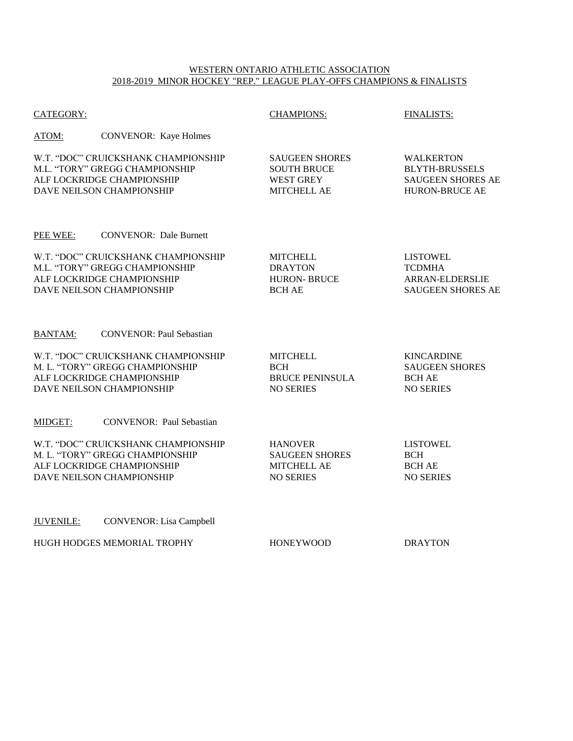# WESTERN ONTARIO ATHLETIC ASSOCIATION
## 2018-2019 MINOR HOCKEY "REP." LEAGUE PLAY-OFFS CHAMPIONS & FINALISTS

| CATEGORY: | CHAMPIONS: | FINALISTS: |
|---|---|---|
| **ATOM:** CONVENOR: Kaye Holmes | | |
| W.T. "DOC" CRUICKSHANK CHAMPIONSHIP | SAUGEEN SHORES | WALKERTON |
| M.L. "TORY" GREGG CHAMPIONSHIP | SOUTH BRUCE | BLYTH-BRUSSELS |
| ALF LOCKRIDGE CHAMPIONSHIP | WEST GREY | SAUGEEN SHORES AE |
| DAVE NEILSON CHAMPIONSHIP | MITCHELL AE | HURON-BRUCE AE |
| **PEE WEE:** CONVENOR: Dale Burnett | | |
| W.T. "DOC" CRUICKSHANK CHAMPIONSHIP | MITCHELL | LISTOWEL |
| M.L. "TORY" GREGG CHAMPIONSHIP | DRAYTON | TCDMHA |
| ALF LOCKRIDGE CHAMPIONSHIP | HURON- BRUCE | ARRAN-ELDERSLIE |
| DAVE NEILSON CHAMPIONSHIP | BCH AE | SAUGEEN SHORES AE |
| **BANTAM:** CONVENOR: Paul Sebastian | | |
| W.T. "DOC" CRUICKSHANK CHAMPIONSHIP | MITCHELL | KINCARDINE |
| M. L. "TORY" GREGG CHAMPIONSHIP | BCH | SAUGEEN SHORES |
| ALF LOCKRIDGE CHAMPIONSHIP | BRUCE PENINSULA | BCH AE |
| DAVE NEILSON CHAMPIONSHIP | NO SERIES | NO SERIES |
| **MIDGET:** CONVENOR: Paul Sebastian | | |
| W.T. "DOC" CRUICKSHANK CHAMPIONSHIP | HANOVER | LISTOWEL |
| M. L. "TORY" GREGG CHAMPIONSHIP | SAUGEEN SHORES | BCH |
| ALF LOCKRIDGE CHAMPIONSHIP | MITCHELL AE | BCH AE |
| DAVE NEILSON CHAMPIONSHIP | NO SERIES | NO SERIES |
| **JUVENILE:** CONVENOR: Lisa Campbell | | |
| HUGH HODGES MEMORIAL TROPHY | HONEYWOOD | DRAYTON |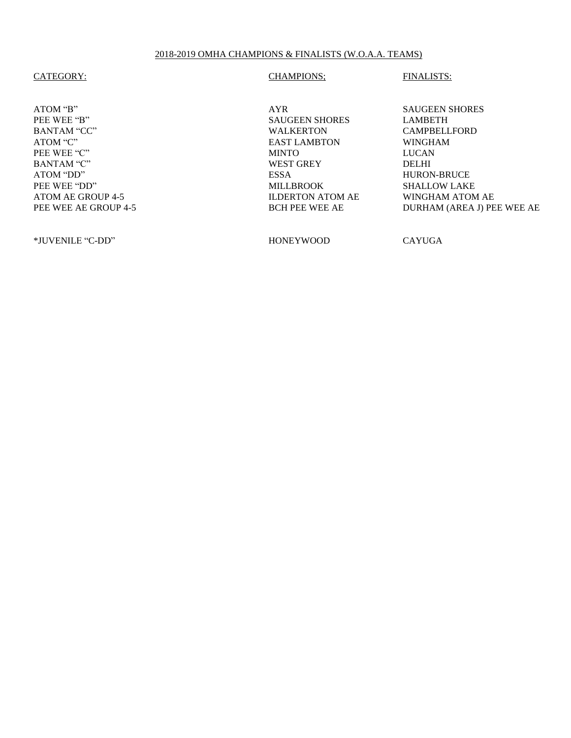2018-2019 OMHA CHAMPIONS & FINALISTS (W.O.A.A. TEAMS)

| CATEGORY: | CHAMPIONS; | FINALISTS: |
|---|---|---|
| ATOM “B” | AYR | SAUGEEN SHORES |
| PEE WEE “B” | SAUGEEN SHORES | LAMBETH |
| BANTAM “CC” | WALKERTON | CAMPBELLFORD |
| ATOM “C” | EAST LAMBTON | WINGHAM |
| PEE WEE “C” | MINTO | LUCAN |
| BANTAM “C” | WEST GREY | DELHI |
| ATOM “DD” | ESSA | HURON-BRUCE |
| PEE WEE “DD” | MILLBROOK | SHALLOW LAKE |
| ATOM AE GROUP 4-5 | ILDERTON ATOM AE | WINGHAM ATOM AE |
| PEE WEE AE GROUP 4-5 | BCH PEE WEE AE | DURHAM (AREA J) PEE WEE AE |
| | | |
| *JUVENILE “C-DD” | HONEYWOOD | CAYUGA |